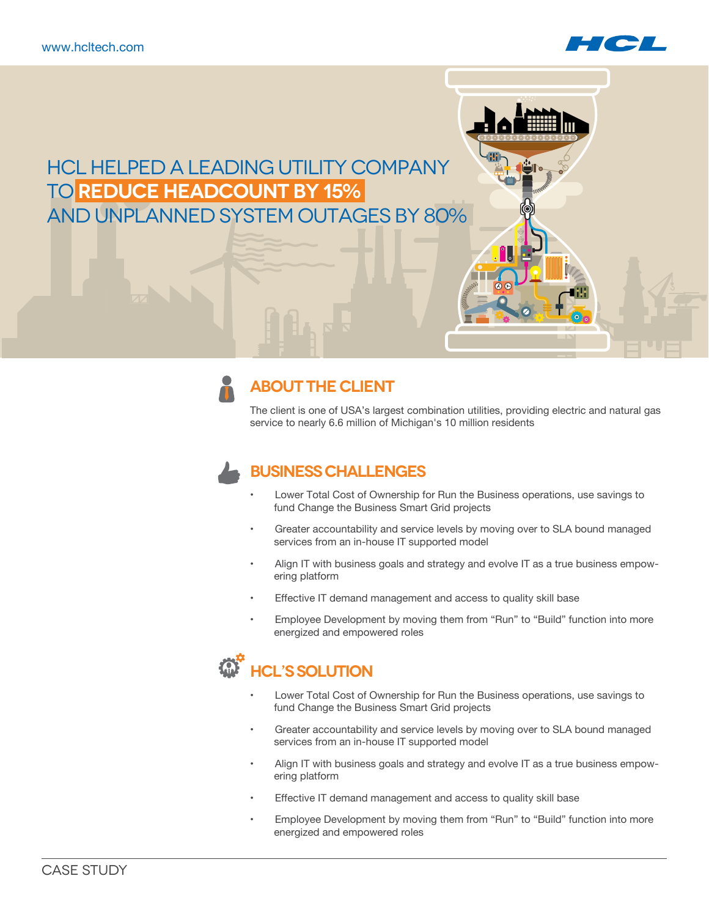# HCL HELPED A LEADING UTILITY COMPANY TO **REDUCE HEADCOUNT BY 15%** AND UNPLANNED SYSTEM OUTAGES BY 80%

## ABOUT THE CLIENT

The client is one of USA's largest combination utilities, providing electric and natural gas service to nearly 6.6 million of Michigan's 10 million residents

## BUSINESS CHALLENGES

- Lower Total Cost of Ownership for Run the Business operations, use savings to fund Change the Business Smart Grid projects
- Greater accountability and service levels by moving over to SLA bound managed services from an in-house IT supported model
- Align IT with business goals and strategy and evolve IT as a true business empowering platform
- Effective IT demand management and access to quality skill base
- Employee Development by moving them from "Run" to "Build" function into more energized and empowered roles

## HCL'S SOLUTION

- Lower Total Cost of Ownership for Run the Business operations, use savings to fund Change the Business Smart Grid projects
- Greater accountability and service levels by moving over to SLA bound managed services from an in-house IT supported model
- Align IT with business goals and strategy and evolve IT as a true business empowering platform
- Effective IT demand management and access to quality skill base
- Employee Development by moving them from "Run" to "Build" function into more energized and empowered roles

CASE STUDY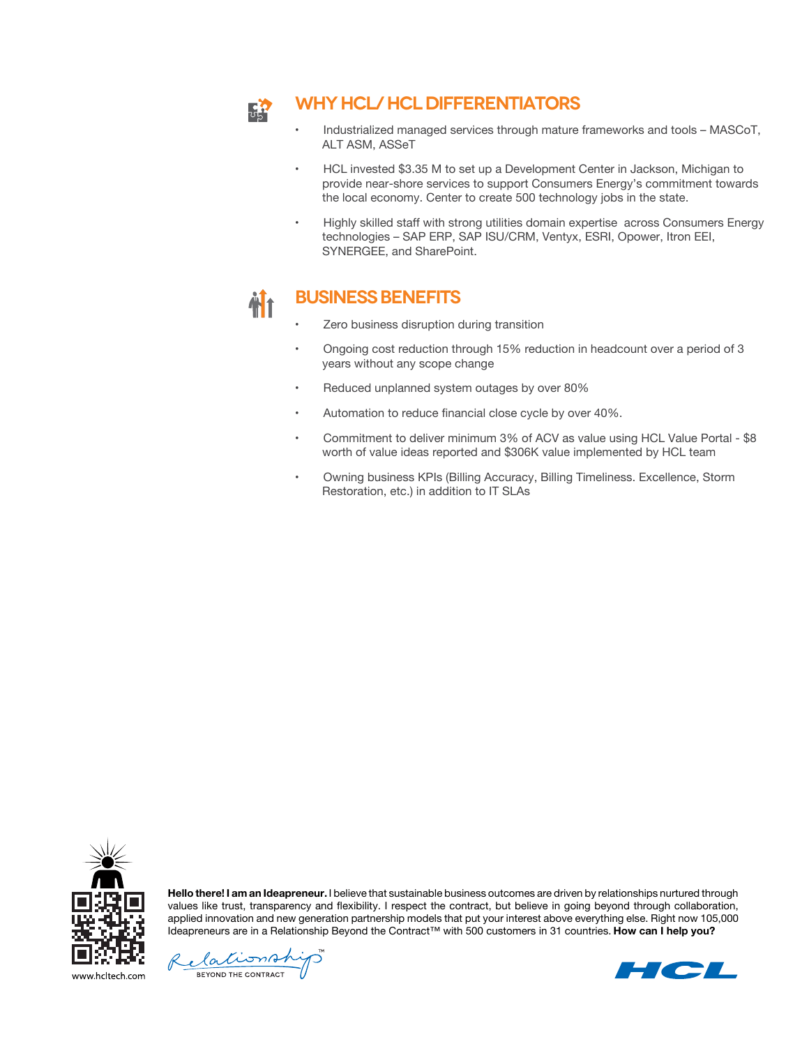## WHY HCL/ HCL DIFFERENTIATORS

- Industrialized managed services through mature frameworks and tools – MASCoT, ALT ASM, ASSeT
- HCL invested $3.35 M to set up a Development Center in Jackson, Michigan to provide near-shore services to support Consumers Energy's commitment towards the local economy. Center to create 500 technology jobs in the state.
- Highly skilled staff with strong utilities domain expertise across Consumers Energy technologies – SAP ERP, SAP ISU/CRM, Ventyx, ESRI, Opower, Itron EEI, SYNERGEE, and SharePoint.

## BUSINESS BENEFITS

- Zero business disruption during transition
- Ongoing cost reduction through 15% reduction in headcount over a period of 3 years without any scope change
- Reduced unplanned system outages by over 80%
- Automation to reduce financial close cycle by over 40%.
- Commitment to deliver minimum 3% of ACV as value using HCL Value Portal - $8 worth of value ideas reported and $306K value implemented by HCL team
- Owning business KPIs (Billing Accuracy, Billing Timeliness. Excellence, Storm Restoration, etc.) in addition to IT SLAs

**Hello there! I am an Ideapreneur.** I believe that sustainable business outcomes are driven by relationships nurtured through values like trust, transparency and flexibility. I respect the contract, but believe in going beyond through collaboration, applied innovation and new generation partnership models that put your interest above everything else. Right now 105,000 Ideapreneurs are in a Relationship Beyond the Contract™ with 500 customers in 31 countries. **How can I help you?**

Relationship™ BEYOND THE CONTRACT

www.hcltech.com

HCL